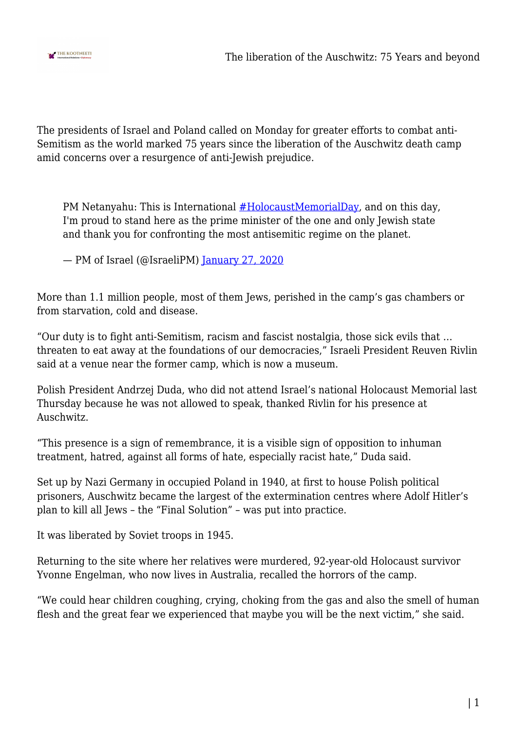The presidents of Israel and Poland called on Monday for greater efforts to combat anti-Semitism as the world marked 75 years since the liberation of the Auschwitz death camp amid concerns over a resurgence of anti-Jewish prejudice.

> PM Netanyahu: This is International [#HolocaustMemorialDay](), and on this day, I'm proud to stand here as the prime minister of the one and only Jewish state and thank you for confronting the most antisemitic regime on the planet.
>
> — PM of Israel (@IsraeliPM) [January 27, 2020]()

More than 1.1 million people, most of them Jews, perished in the camp's gas chambers or from starvation, cold and disease.

"Our duty is to fight anti-Semitism, racism and fascist nostalgia, those sick evils that … threaten to eat away at the foundations of our democracies," Israeli President Reuven Rivlin said at a venue near the former camp, which is now a museum.

Polish President Andrzej Duda, who did not attend Israel's national Holocaust Memorial last Thursday because he was not allowed to speak, thanked Rivlin for his presence at Auschwitz.

"This presence is a sign of remembrance, it is a visible sign of opposition to inhuman treatment, hatred, against all forms of hate, especially racist hate," Duda said.

Set up by Nazi Germany in occupied Poland in 1940, at first to house Polish political prisoners, Auschwitz became the largest of the extermination centres where Adolf Hitler's plan to kill all Jews – the "Final Solution" – was put into practice.

It was liberated by Soviet troops in 1945.

Returning to the site where her relatives were murdered, 92-year-old Holocaust survivor Yvonne Engelman, who now lives in Australia, recalled the horrors of the camp.

"We could hear children coughing, crying, choking from the gas and also the smell of human flesh and the great fear we experienced that maybe you will be the next victim," she said.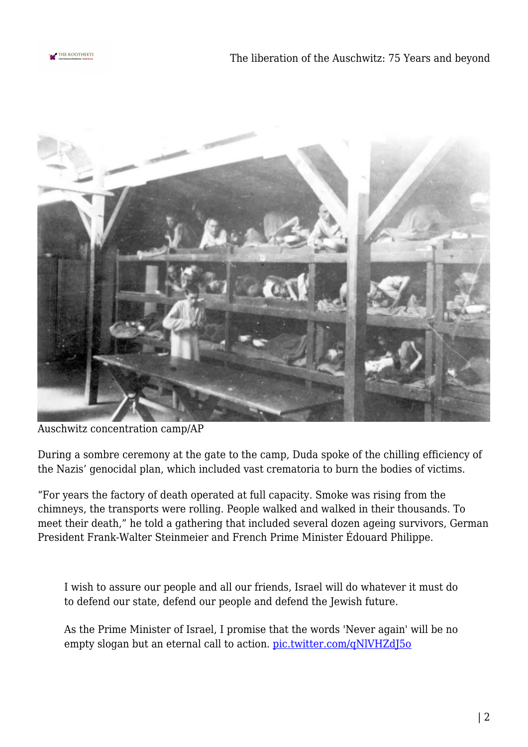Auschwitz concentration camp/AP

During a sombre ceremony at the gate to the camp, Duda spoke of the chilling efficiency of the Nazis' genocidal plan, which included vast crematoria to burn the bodies of victims.

"For years the factory of death operated at full capacity. Smoke was rising from the chimneys, the transports were rolling. People walked and walked in their thousands. To meet their death," he told a gathering that included several dozen ageing survivors, German President Frank-Walter Steinmeier and French Prime Minister Édouard Philippe.

> I wish to assure our people and all our friends, Israel will do whatever it must do to defend our state, defend our people and defend the Jewish future.
>
> As the Prime Minister of Israel, I promise that the words 'Never again' will be no empty slogan but an eternal call to action. pic.twitter.com/qNlVHZdJ5o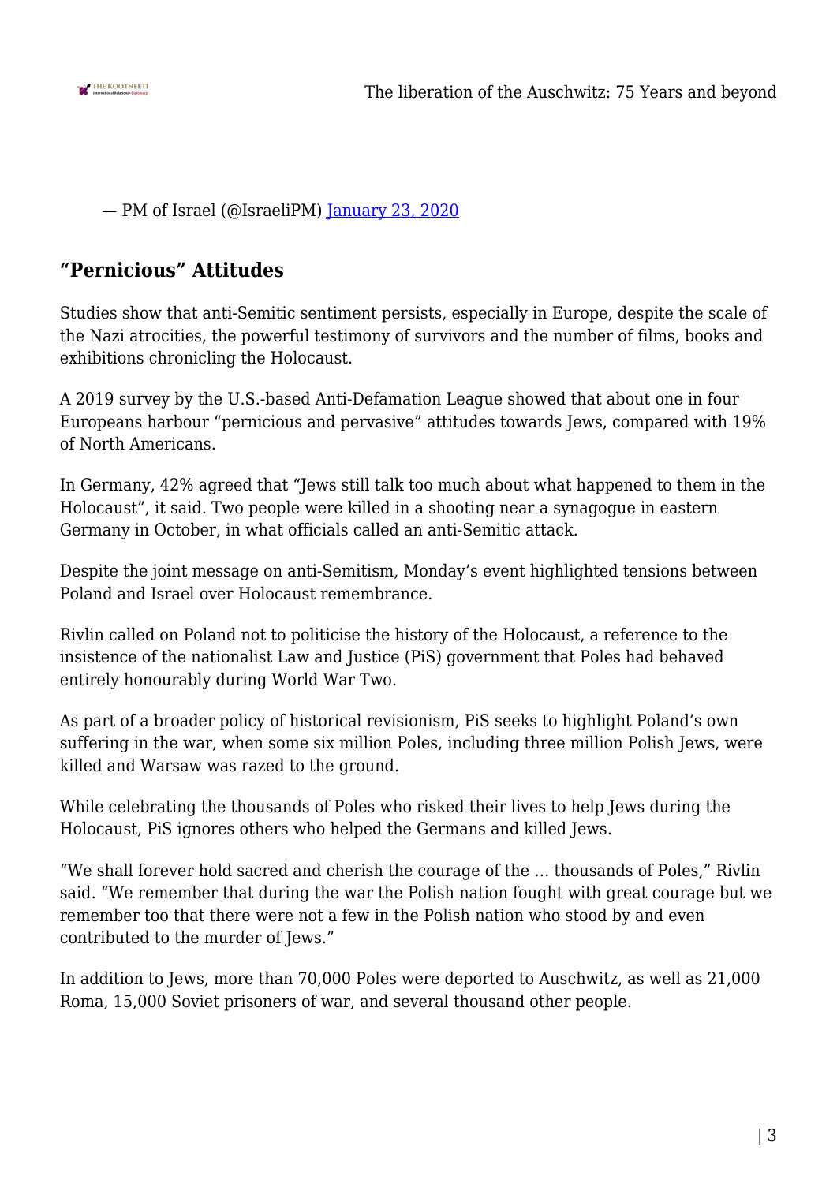— PM of Israel (@IsraeliPM) [January 23, 2020]

## "Pernicious" Attitudes

Studies show that anti-Semitic sentiment persists, especially in Europe, despite the scale of the Nazi atrocities, the powerful testimony of survivors and the number of films, books and exhibitions chronicling the Holocaust.

A 2019 survey by the U.S.-based Anti-Defamation League showed that about one in four Europeans harbour "pernicious and pervasive" attitudes towards Jews, compared with 19% of North Americans.

In Germany, 42% agreed that "Jews still talk too much about what happened to them in the Holocaust", it said. Two people were killed in a shooting near a synagogue in eastern Germany in October, in what officials called an anti-Semitic attack.

Despite the joint message on anti-Semitism, Monday's event highlighted tensions between Poland and Israel over Holocaust remembrance.

Rivlin called on Poland not to politicise the history of the Holocaust, a reference to the insistence of the nationalist Law and Justice (PiS) government that Poles had behaved entirely honourably during World War Two.

As part of a broader policy of historical revisionism, PiS seeks to highlight Poland's own suffering in the war, when some six million Poles, including three million Polish Jews, were killed and Warsaw was razed to the ground.

While celebrating the thousands of Poles who risked their lives to help Jews during the Holocaust, PiS ignores others who helped the Germans and killed Jews.

"We shall forever hold sacred and cherish the courage of the … thousands of Poles," Rivlin said. "We remember that during the war the Polish nation fought with great courage but we remember too that there were not a few in the Polish nation who stood by and even contributed to the murder of Jews."

In addition to Jews, more than 70,000 Poles were deported to Auschwitz, as well as 21,000 Roma, 15,000 Soviet prisoners of war, and several thousand other people.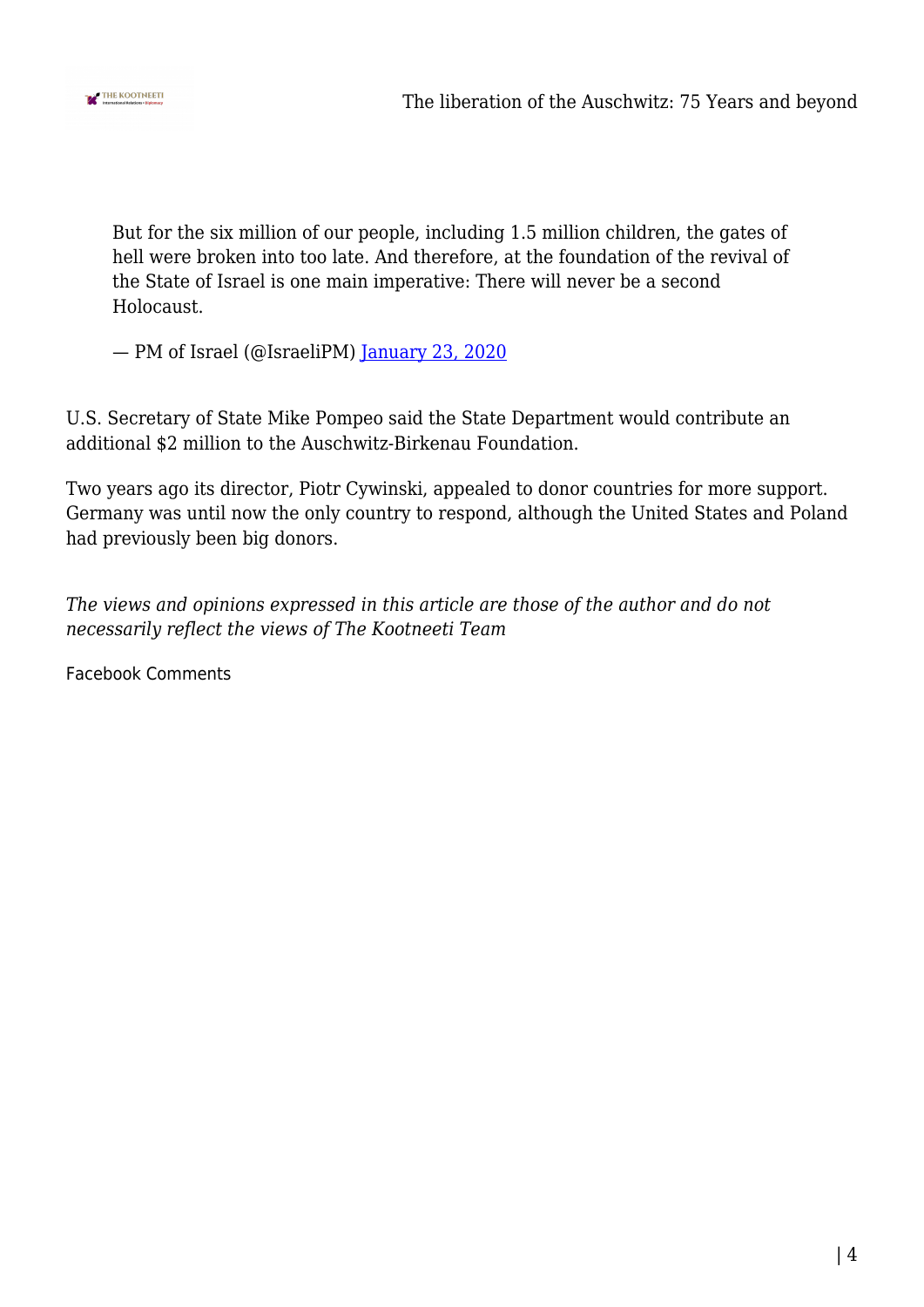> But for the six million of our people, including 1.5 million children, the gates of hell were broken into too late. And therefore, at the foundation of the revival of the State of Israel is one main imperative: There will never be a second Holocaust.
>
> — PM of Israel (@IsraeliPM) [January 23, 2020]

U.S. Secretary of State Mike Pompeo said the State Department would contribute an additional $2 million to the Auschwitz-Birkenau Foundation.

Two years ago its director, Piotr Cywinski, appealed to donor countries for more support. Germany was until now the only country to respond, although the United States and Poland had previously been big donors.

*The views and opinions expressed in this article are those of the author and do not necessarily reflect the views of The Kootneeti Team*

Facebook Comments